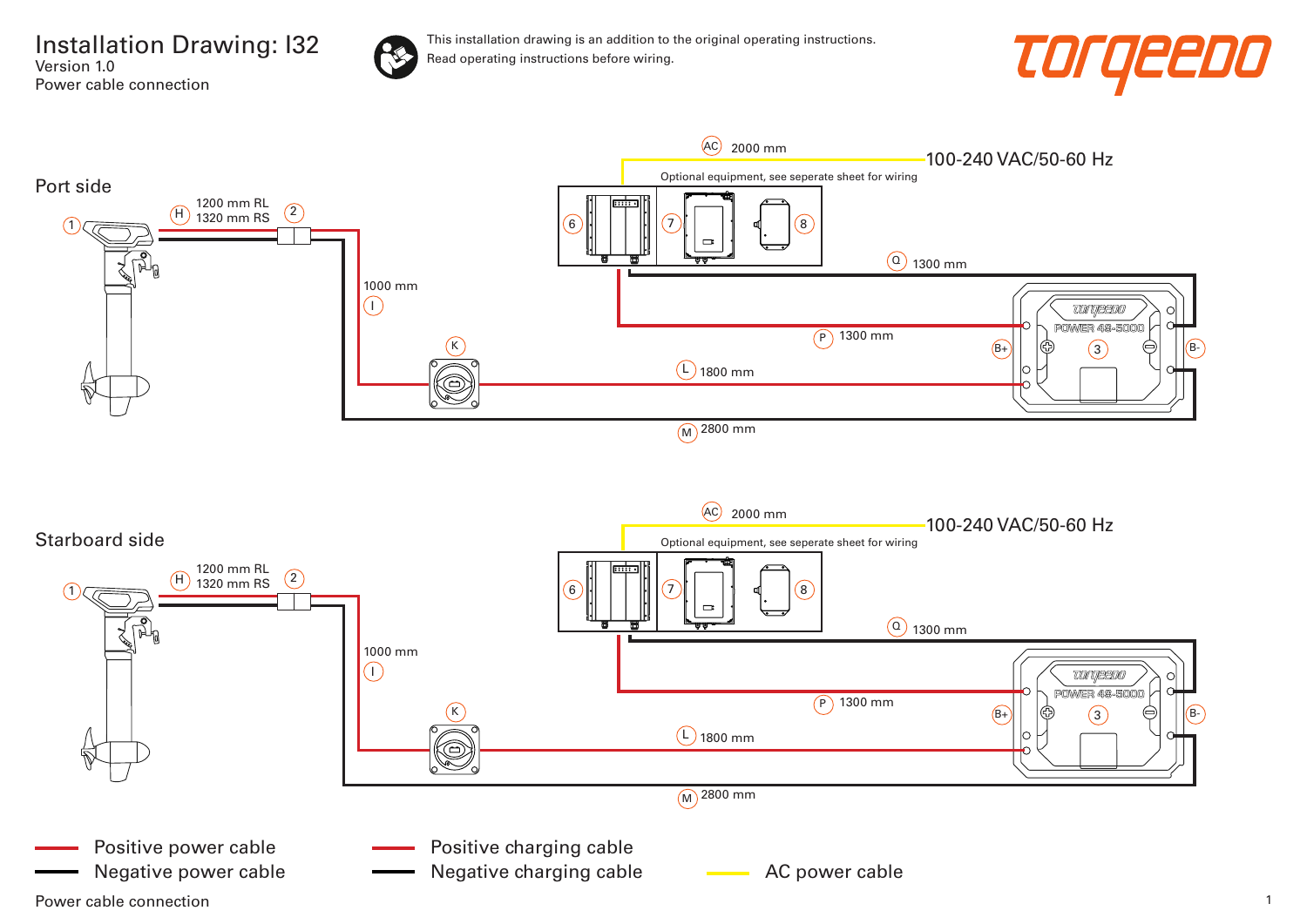# Installation Drawing: I32

Version 1.0

Power cable connection

This installation drawing is an addition to the original operating instructions.
Read operating instructions before wiring.

torqeedo

## Port side

AC 2000 mm

100-240 VAC/50-60 Hz

Optional equipment, see seperate sheet for wiring

1

H 1200 mm RL
1320 mm RS

2

6 7 8

Q 1300 mm

1000 mm

I

P 1300 mm

K

B+ 3 B-

POWER 48-5000

L 1800 mm

M 2800 mm

## Starboard side

AC 2000 mm

100-240 VAC/50-60 Hz

Optional equipment, see seperate sheet for wiring

1

H 1200 mm RL
1320 mm RS

2

6 7 8

Q 1300 mm

1000 mm

I

P 1300 mm

K

B+ 3 B-

POWER 48-5000

L 1800 mm

M 2800 mm

Positive power cable
Negative power cable
Positive charging cable
Negative charging cable
AC power cable

Power cable connection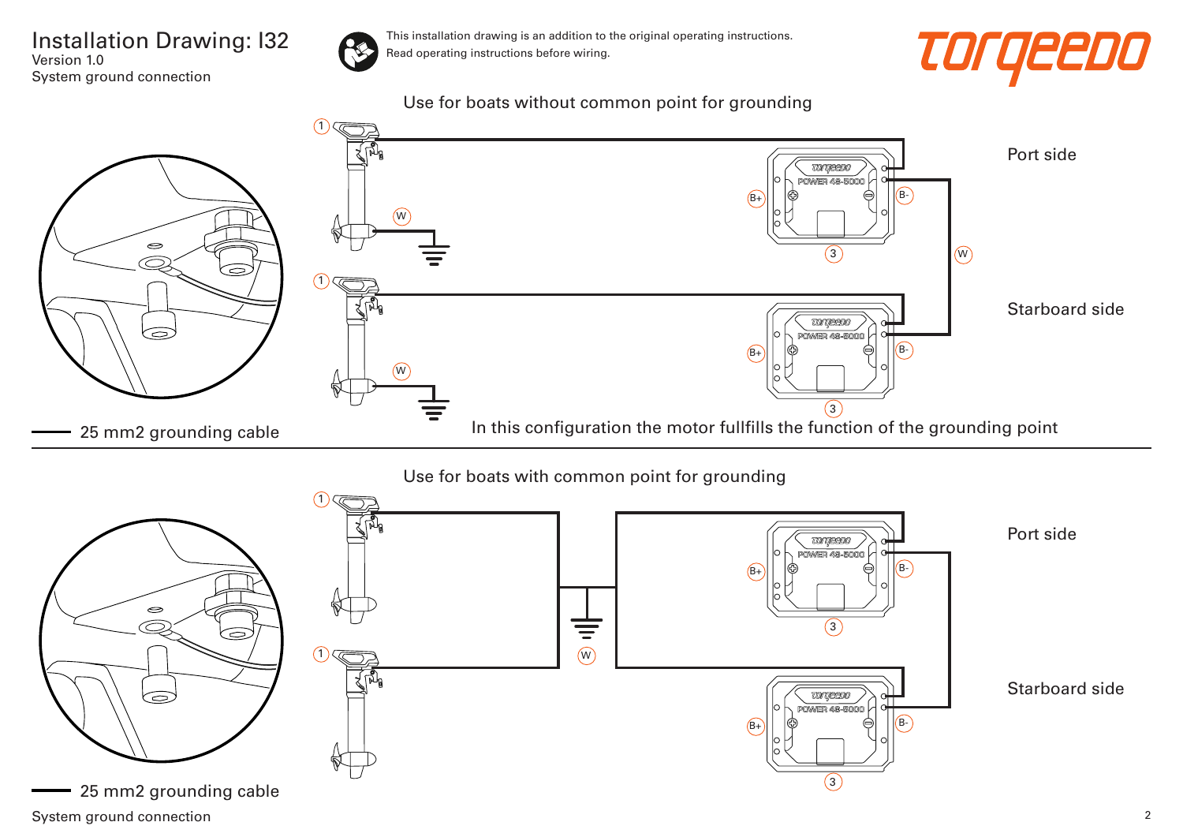# Installation Drawing: I32

Version 1.0

System ground connection

This installation drawing is an addition to the original operating instructions.
Read operating instructions before wiring.

## Use for boats without common point for grounding

Port side

Starboard side

25 mm2 grounding cable

In this configuration the motor fullfills the function of the grounding point

## Use for boats with common point for grounding

Port side

Starboard side

25 mm2 grounding cable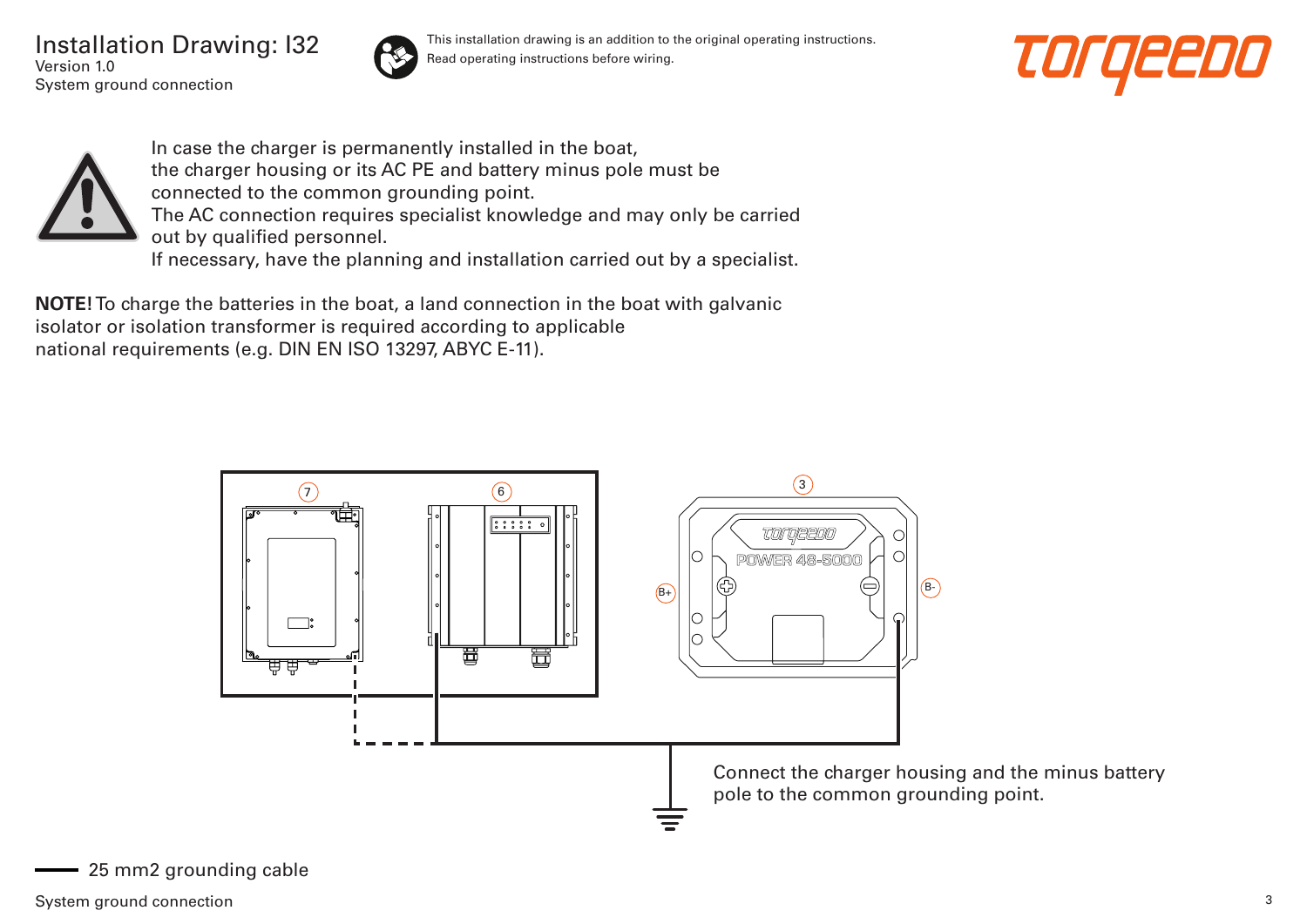# Installation Drawing: I32

Version 1.0

System ground connection

This installation drawing is an addition to the original operating instructions.
Read operating instructions before wiring.

In case the charger is permanently installed in the boat,
the charger housing or its AC PE and battery minus pole must be connected to the common grounding point.
The AC connection requires specialist knowledge and may only be carried out by qualified personnel.
If necessary, have the planning and installation carried out by a specialist.

**NOTE!** To charge the batteries in the boat, a land connection in the boat with galvanic isolator or isolation transformer is required according to applicable national requirements (e.g. DIN EN ISO 13297, ABYC E-11).

7 6 3

POWER 48-5000

B+ B-

Connect the charger housing and the minus battery pole to the common grounding point.

25 mm2 grounding cable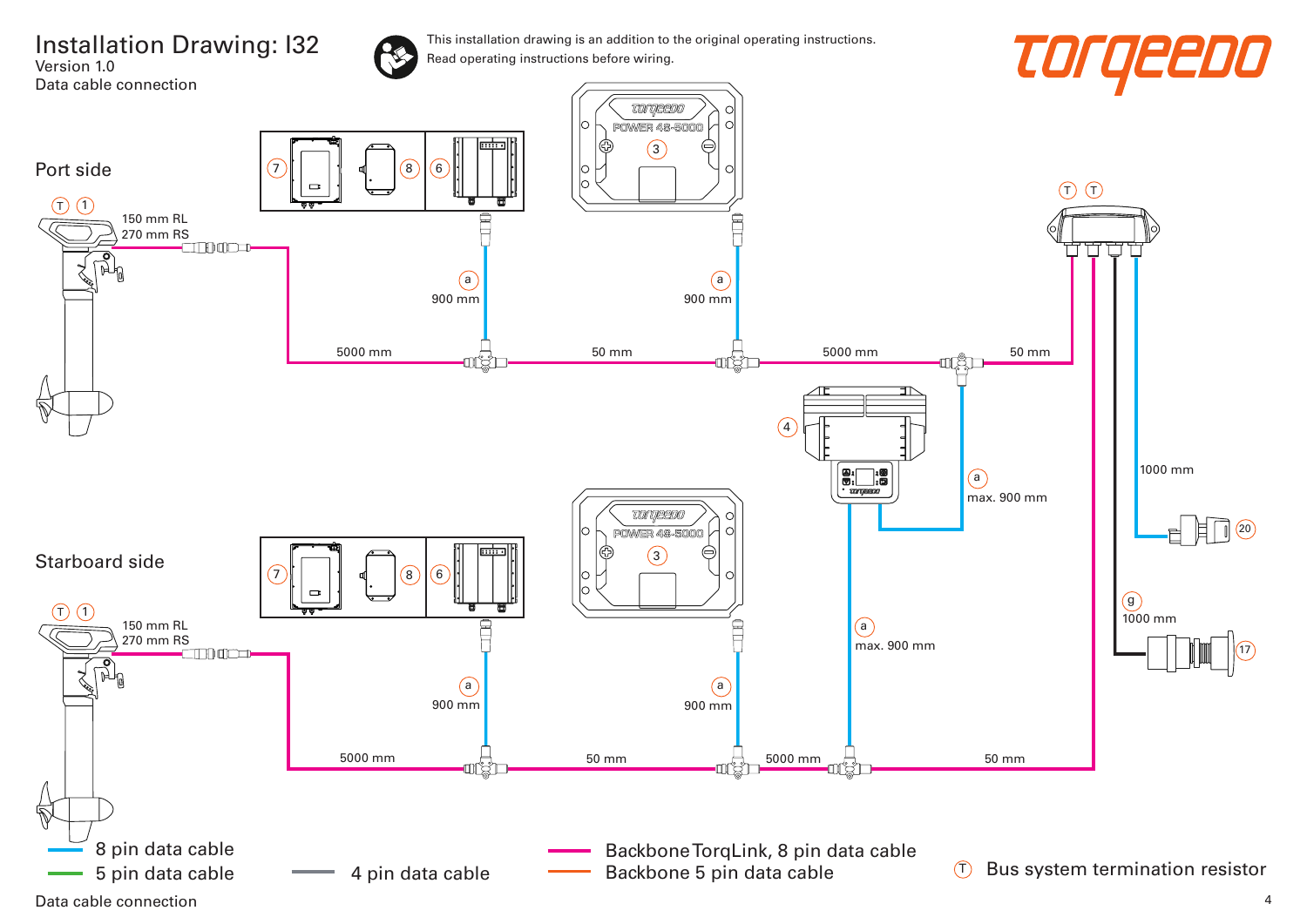# Installation Drawing: I32

Version 1.0

Data cable connection

This installation drawing is an addition to the original operating instructions.
Read operating instructions before wiring.

torqeedo

Port side

T 1

150 mm RL
270 mm RS

7 8 6

3 POWER 48-5000

a 900 mm

a 900 mm

5000 mm 50 mm 5000 mm 50 mm

T T

4

a max. 900 mm

1000 mm

20

g 1000 mm

17

Starboard side

T 1

150 mm RL
270 mm RS

7 8 6

3 POWER 48-5000

a 900 mm

a 900 mm

a max. 900 mm

5000 mm 50 mm 5000 mm 50 mm

- 8 pin data cable
- 5 pin data cable
- 4 pin data cable
- Backbone TorqLink, 8 pin data cable
- Backbone 5 pin data cable
- T Bus system termination resistor

Data cable connection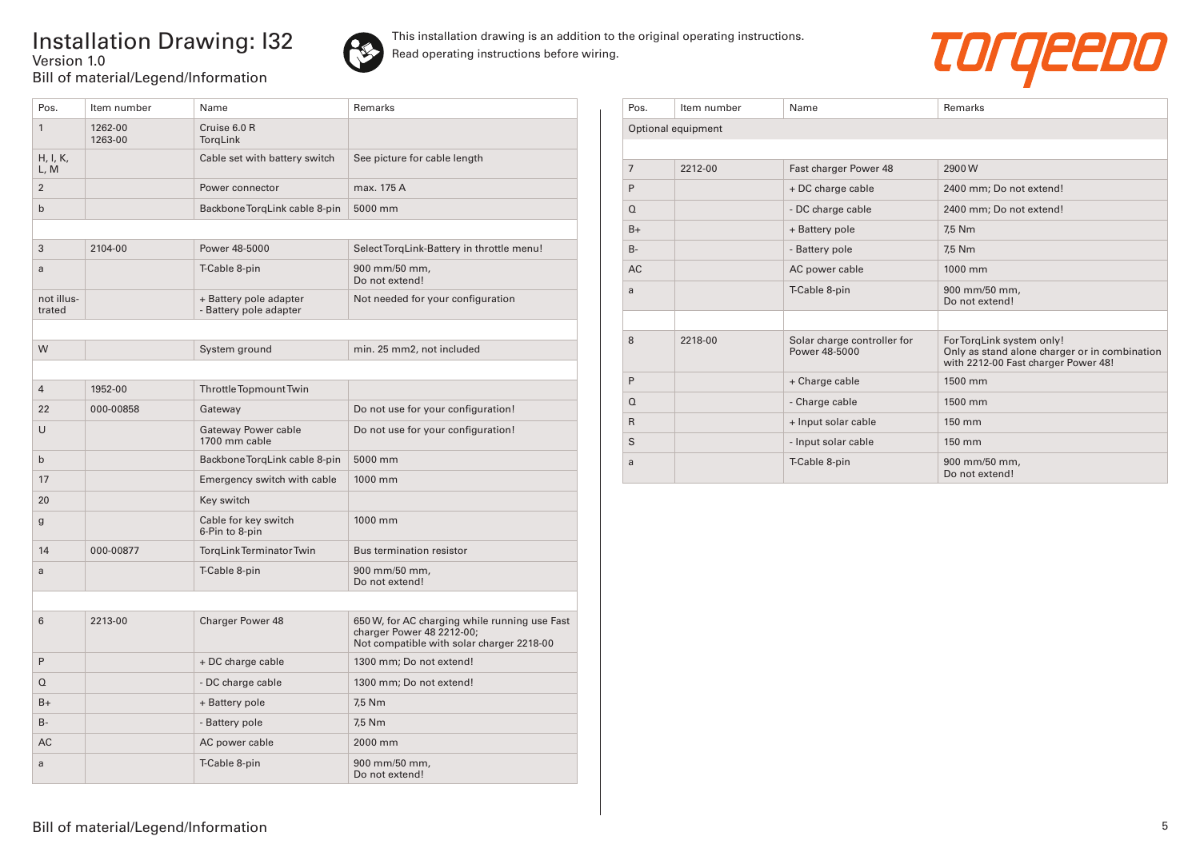# Installation Drawing: I32

Version 1.0

Bill of material/Legend/Information

This installation drawing is an addition to the original operating instructions.
Read operating instructions before wiring.

| Pos. | Item number | Name | Remarks |
|---|---|---|---|
| 1 | 1262-00<br>1263-00 | Cruise 6.0 R<br>TorqLink | |
| H, I, K, L, M | | Cable set with battery switch | See picture for cable length |
| 2 | | Power connector | max. 175 A |
| b | | Backbone TorqLink cable 8-pin | 5000 mm |
| | | | |
| 3 | 2104-00 | Power 48-5000 | Select TorqLink-Battery in throttle menu! |
| a | | T-Cable 8-pin | 900 mm/50 mm,<br>Do not extend! |
| not illustrated | | + Battery pole adapter<br>- Battery pole adapter | Not needed for your configuration |
| | | | |
| W | | System ground | min. 25 mm2, not included |
| | | | |
| 4 | 1952-00 | Throttle Topmount Twin | |
| 22 | 000-00858 | Gateway | Do not use for your configuration! |
| U | | Gateway Power cable<br>1700 mm cable | Do not use for your configuration! |
| b | | Backbone TorqLink cable 8-pin | 5000 mm |
| 17 | | Emergency switch with cable | 1000 mm |
| 20 | | Key switch | |
| g | | Cable for key switch<br>6-Pin to 8-pin | 1000 mm |
| 14 | 000-00877 | TorqLink Terminator Twin | Bus termination resistor |
| a | | T-Cable 8-pin | 900 mm/50 mm,<br>Do not extend! |
| | | | |
| 6 | 2213-00 | Charger Power 48 | 650 W, for AC charging while running use Fast charger Power 48 2212-00;<br>Not compatible with solar charger 2218-00 |
| P | | + DC charge cable | 1300 mm; Do not extend! |
| Q | | - DC charge cable | 1300 mm; Do not extend! |
| B+ | | + Battery pole | 7,5 Nm |
| B- | | - Battery pole | 7,5 Nm |
| AC | | AC power cable | 2000 mm |
| a | | T-Cable 8-pin | 900 mm/50 mm,<br>Do not extend! |

| Pos. | Item number | Name | Remarks |
|---|---|---|---|
| Optional equipment | | | |
| | | | |
| 7 | 2212-00 | Fast charger Power 48 | 2900 W |
| P | | + DC charge cable | 2400 mm; Do not extend! |
| Q | | - DC charge cable | 2400 mm; Do not extend! |
| B+ | | + Battery pole | 7,5 Nm |
| B- | | - Battery pole | 7,5 Nm |
| AC | | AC power cable | 1000 mm |
| a | | T-Cable 8-pin | 900 mm/50 mm,<br>Do not extend! |
| | | | |
| 8 | 2218-00 | Solar charge controller for Power 48-5000 | For TorqLink system only!<br>Only as stand alone charger or in combination with 2212-00 Fast charger Power 48! |
| P | | + Charge cable | 1500 mm |
| Q | | - Charge cable | 1500 mm |
| R | | + Input solar cable | 150 mm |
| S | | - Input solar cable | 150 mm |
| a | | T-Cable 8-pin | 900 mm/50 mm,<br>Do not extend! |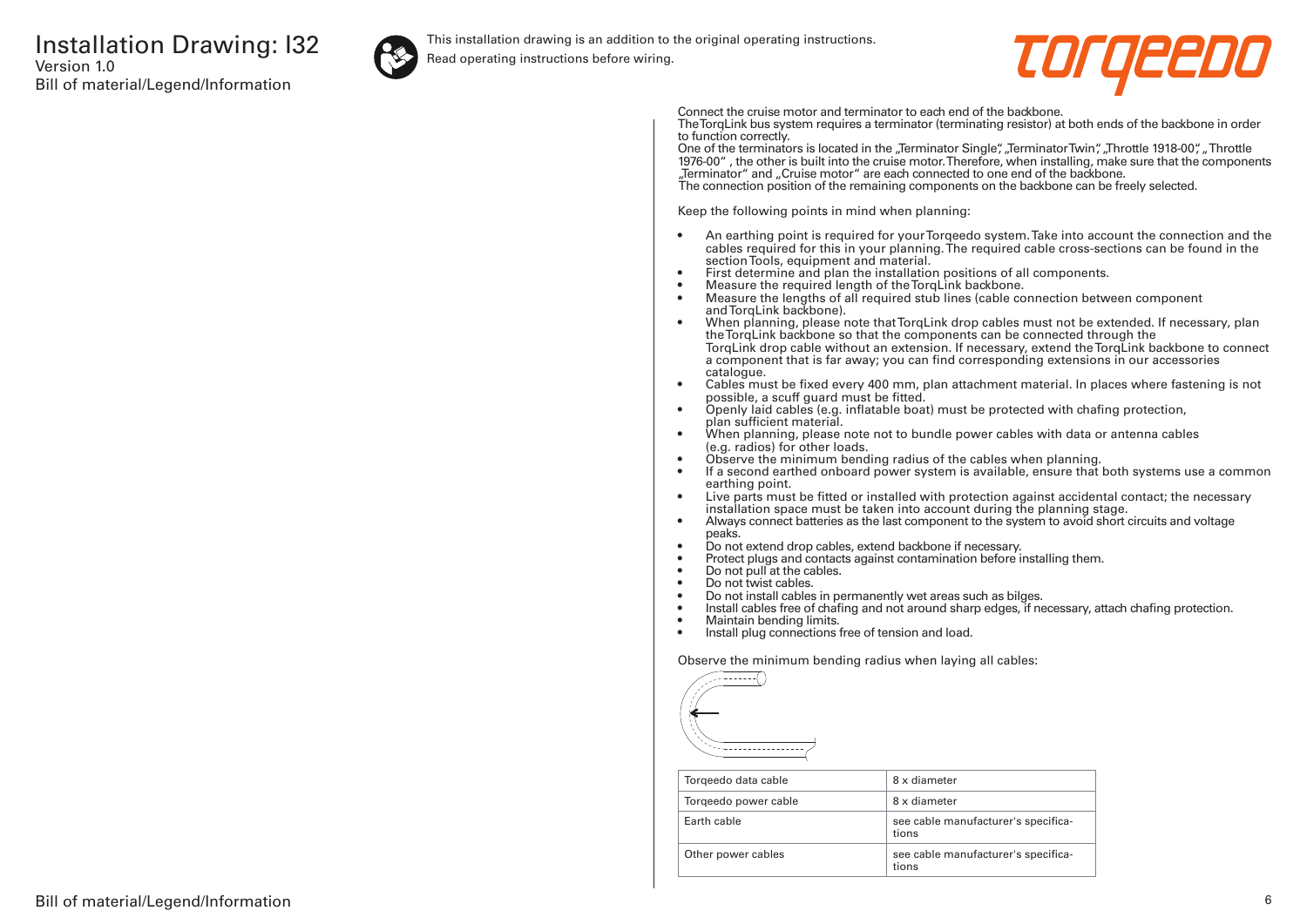# Installation Drawing: I32

Version 1.0

Bill of material/Legend/Information

This installation drawing is an addition to the original operating instructions.
Read operating instructions before wiring.

Connect the cruise motor and terminator to each end of the backbone.
The TorqLink bus system requires a terminator (terminating resistor) at both ends of the backbone in order to function correctly.
One of the terminators is located in the „Terminator Single", „Terminator Twin", „Throttle 1918-00", „ Throttle 1976-00" , the other is built into the cruise motor. Therefore, when installing, make sure that the components „Terminator" and „Cruise motor" are each connected to one end of the backbone.
The connection position of the remaining components on the backbone can be freely selected.

Keep the following points in mind when planning:

- An earthing point is required for your Torqeedo system. Take into account the connection and the cables required for this in your planning. The required cable cross-sections can be found in the section Tools, equipment and material.
- First determine and plan the installation positions of all components.
- Measure the required length of the TorqLink backbone.
- Measure the lengths of all required stub lines (cable connection between component and TorqLink backbone).
- When planning, please note that TorqLink drop cables must not be extended. If necessary, plan the TorqLink backbone so that the components can be connected through the TorqLink drop cable without an extension. If necessary, extend the TorqLink backbone to connect a component that is far away; you can find corresponding extensions in our accessories catalogue.
- Cables must be fixed every 400 mm, plan attachment material. In places where fastening is not possible, a scuff guard must be fitted.
- Openly laid cables (e.g. inflatable boat) must be protected with chafing protection, plan sufficient material.
- When planning, please note not to bundle power cables with data or antenna cables (e.g. radios) for other loads.
- Observe the minimum bending radius of the cables when planning.
- If a second earthed onboard power system is available, ensure that both systems use a common earthing point.
- Live parts must be fitted or installed with protection against accidental contact; the necessary installation space must be taken into account during the planning stage.
- Always connect batteries as the last component to the system to avoid short circuits and voltage peaks.
- Do not extend drop cables, extend backbone if necessary.
- Protect plugs and contacts against contamination before installing them.
- Do not pull at the cables.
- Do not twist cables.
- Do not install cables in permanently wet areas such as bilges.
- Install cables free of chafing and not around sharp edges, if necessary, attach chafing protection.
- Maintain bending limits.
- Install plug connections free of tension and load.

Observe the minimum bending radius when laying all cables:

| Torqeedo data cable | 8 x diameter |
| --- | --- |
| Torqeedo power cable | 8 x diameter |
| Earth cable | see cable manufacturer's specifications |
| Other power cables | see cable manufacturer's specifications |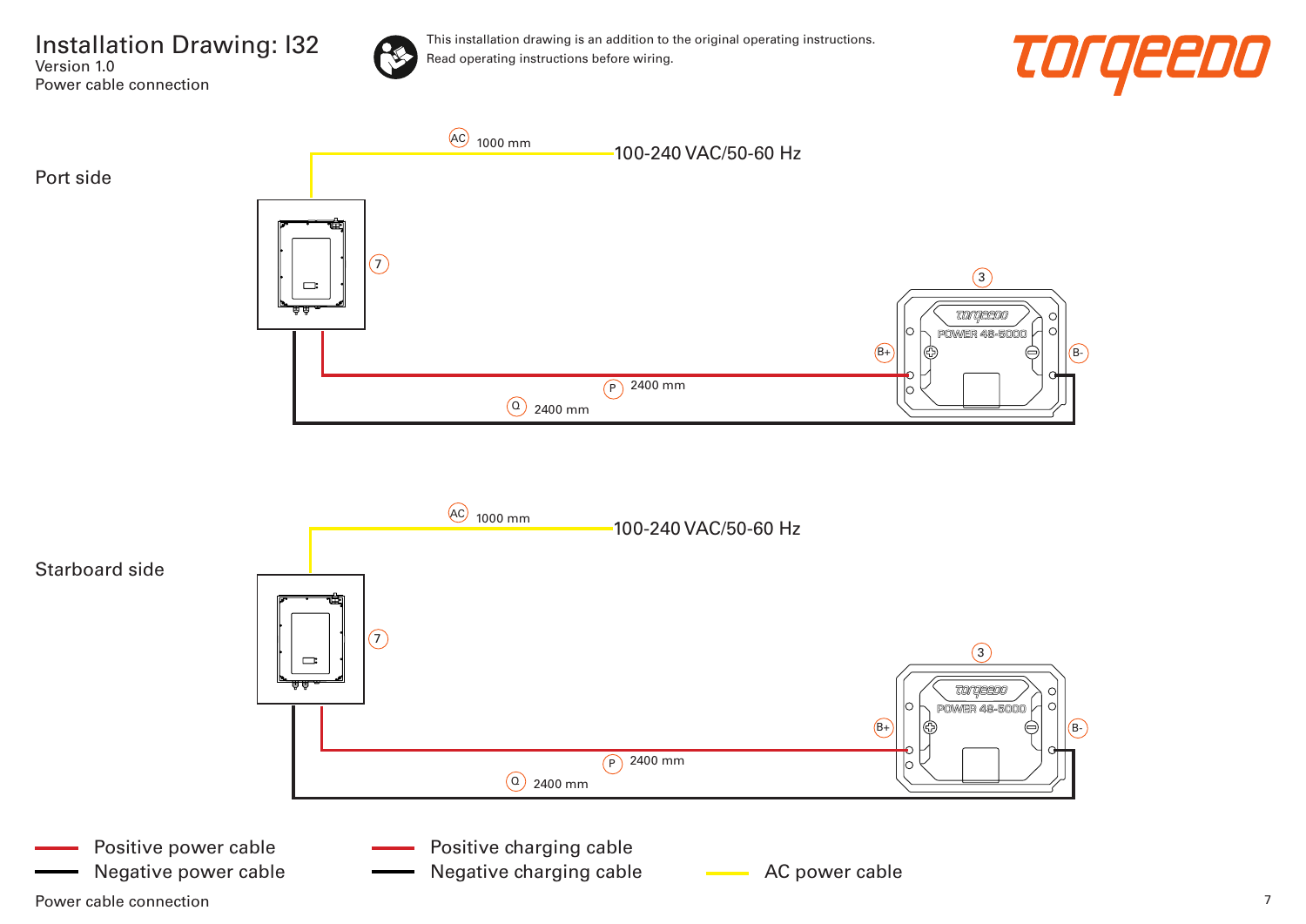# Installation Drawing: I32

Version 1.0

Power cable connection

This installation drawing is an addition to the original operating instructions.
Read operating instructions before wiring.

torqeedo

## Port side

AC 1000 mm — 100-240 VAC/50-60 Hz

7

3

POWER 48-5000

B+ B-

P 2400 mm

Q 2400 mm

## Starboard side

AC 1000 mm — 100-240 VAC/50-60 Hz

7

3

POWER 48-5000

B+ B-

P 2400 mm

Q 2400 mm

- Positive power cable
- Negative power cable
- Positive charging cable
- Negative charging cable
- AC power cable

Power cable connection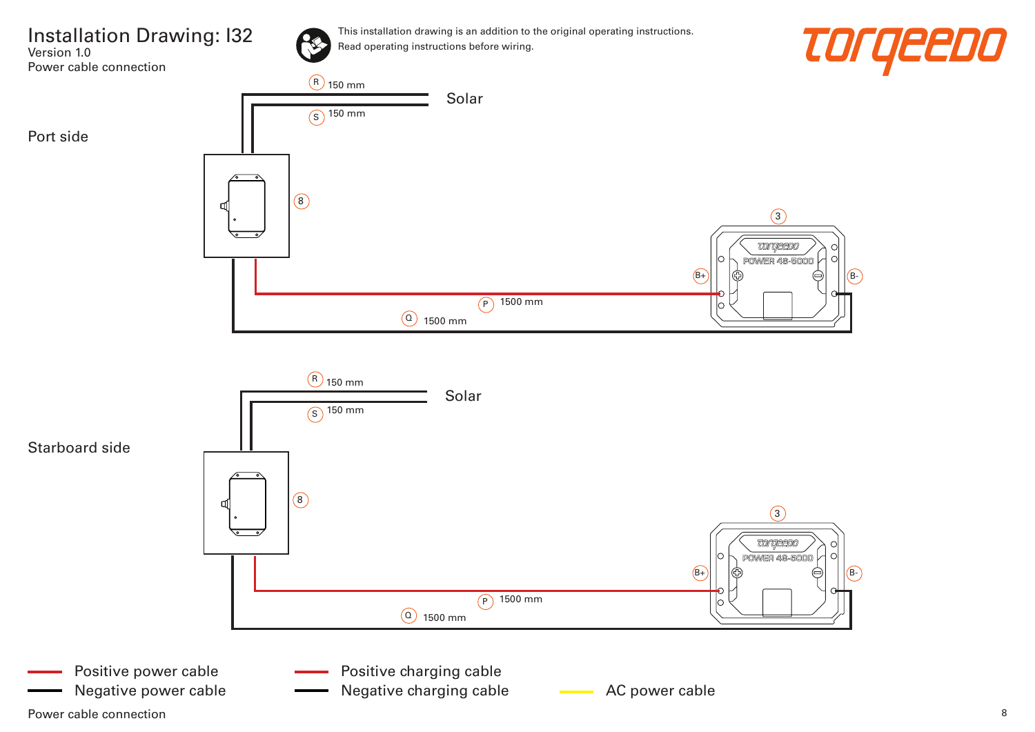# Installation Drawing: I32

Version 1.0

Power cable connection

This installation drawing is an addition to the original operating instructions.
Read operating instructions before wiring.

torqeedo

Port side

R 150 mm

S 150 mm

Solar

8

3

POWER 48-5000

B+

B-

P 1500 mm

Q 1500 mm

Starboard side

R 150 mm

S 150 mm

Solar

8

3

POWER 48-5000

B+

B-

P 1500 mm

Q 1500 mm

Positive power cable
Negative power cable
Positive charging cable
Negative charging cable
AC power cable

Power cable connection